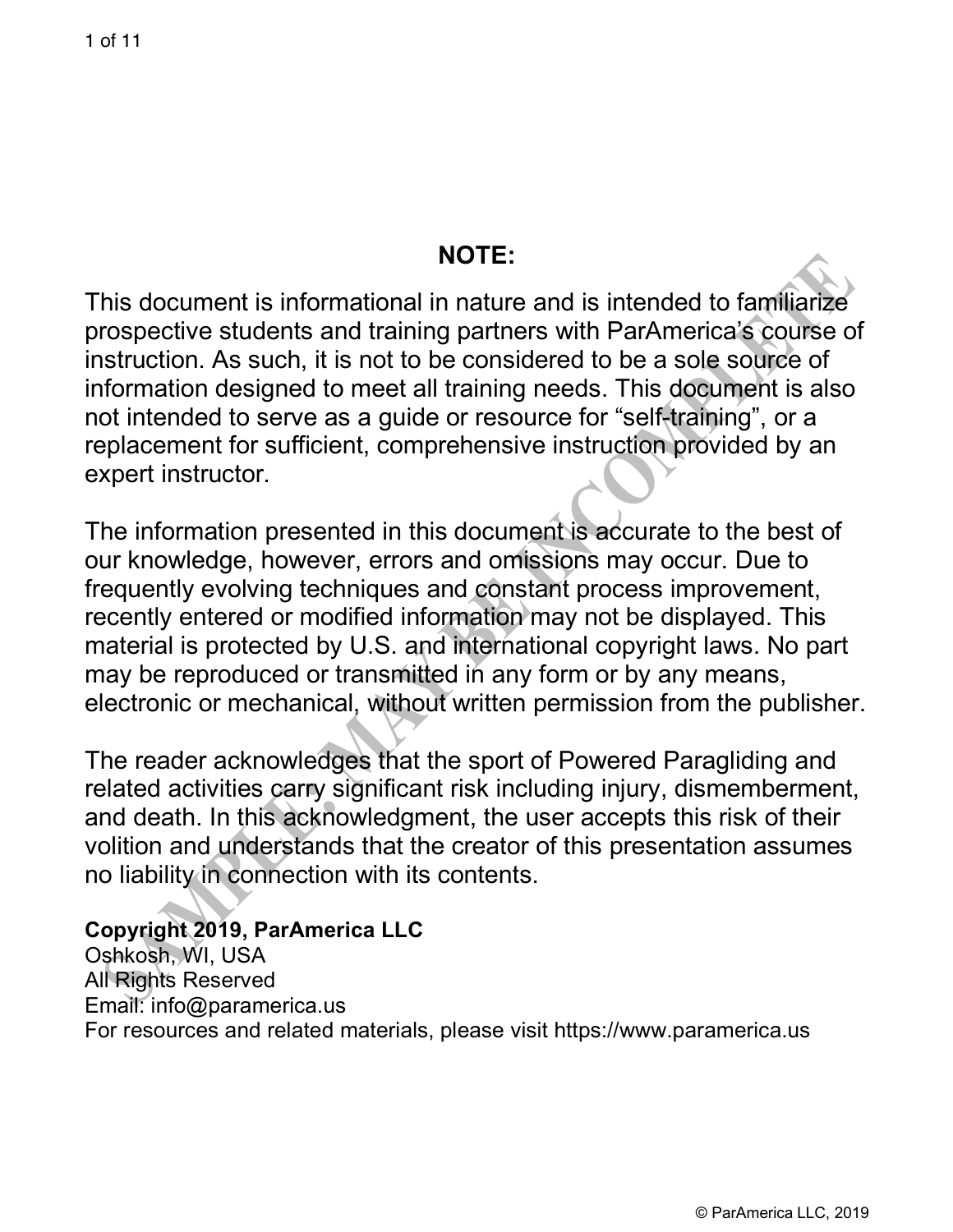## NOTE:

This document is informational in nature and is intended to familiarize prospective students and training partners with ParAmerica's course of instruction. As such, it is not to be considered to be a sole source of information designed to meet all training needs. This document is also not intended to serve as a guide or resource for "self-training", or a replacement for sufficient, comprehensive instruction provided by an expert instructor.

The information presented in this document is accurate to the best of our knowledge, however, errors and omissions may occur. Due to frequently evolving techniques and constant process improvement, recently entered or modified information may not be displayed. This material is protected by U.S. and international copyright laws. No part may be reproduced or transmitted in any form or by any means, electronic or mechanical, without written permission from the publisher.

The reader acknowledges that the sport of Powered Paragliding and related activities carry significant risk including injury, dismemberment, and death. In this acknowledgment, the user accepts this risk of their volition and understands that the creator of this presentation assumes no liability in connection with its contents.

**Copyright 2019, ParAmerica LLC**
Oshkosh, WI, USA
All Rights Reserved
Email: info@paramerica.us
For resources and related materials, please visit https://www.paramerica.us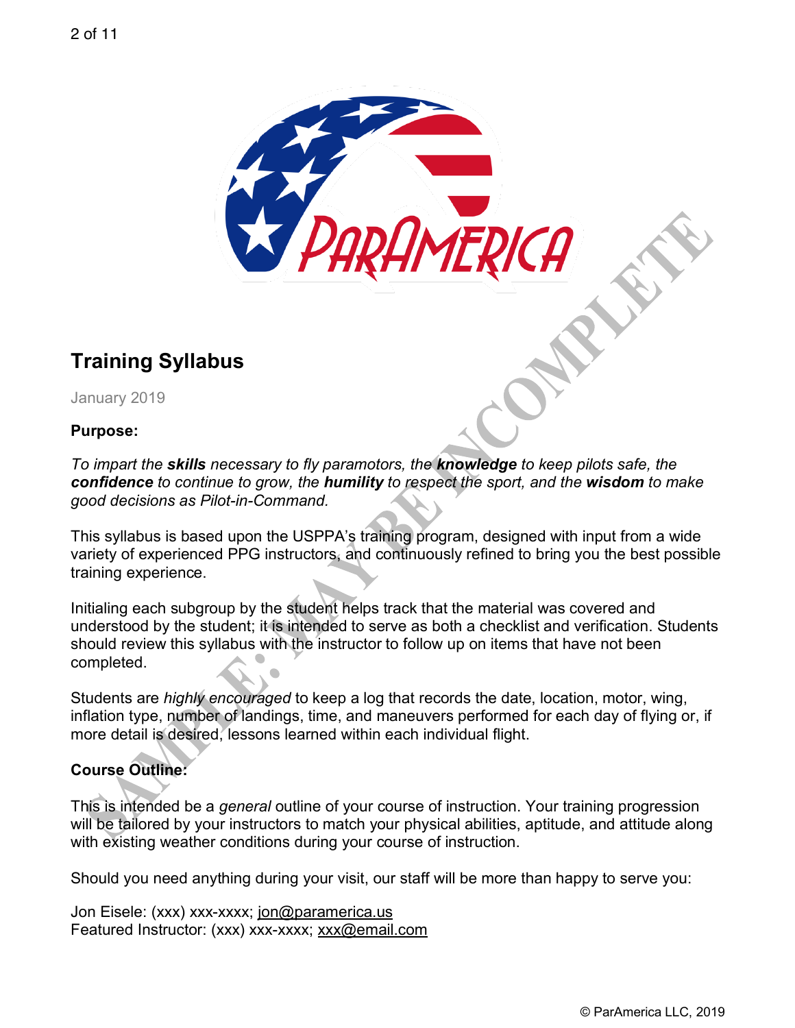# Training Syllabus

January 2019

**Purpose:**

*To impart the **skills** necessary to fly paramotors, the **knowledge** to keep pilots safe, the **confidence** to continue to grow, the **humility** to respect the sport, and the **wisdom** to make good decisions as Pilot-in-Command.*

This syllabus is based upon the USPPA's training program, designed with input from a wide variety of experienced PPG instructors, and continuously refined to bring you the best possible training experience.

Initialing each subgroup by the student helps track that the material was covered and understood by the student; it is intended to serve as both a checklist and verification. Students should review this syllabus with the instructor to follow up on items that have not been completed.

Students are *highly encouraged* to keep a log that records the date, location, motor, wing, inflation type, number of landings, time, and maneuvers performed for each day of flying or, if more detail is desired, lessons learned within each individual flight.

**Course Outline:**

This is intended be a *general* outline of your course of instruction. Your training progression will be tailored by your instructors to match your physical abilities, aptitude, and attitude along with existing weather conditions during your course of instruction.

Should you need anything during your visit, our staff will be more than happy to serve you:

Jon Eisele: (xxx) xxx-xxxx; jon@paramerica.us
Featured Instructor: (xxx) xxx-xxxx; xxx@email.com

© ParAmerica LLC, 2019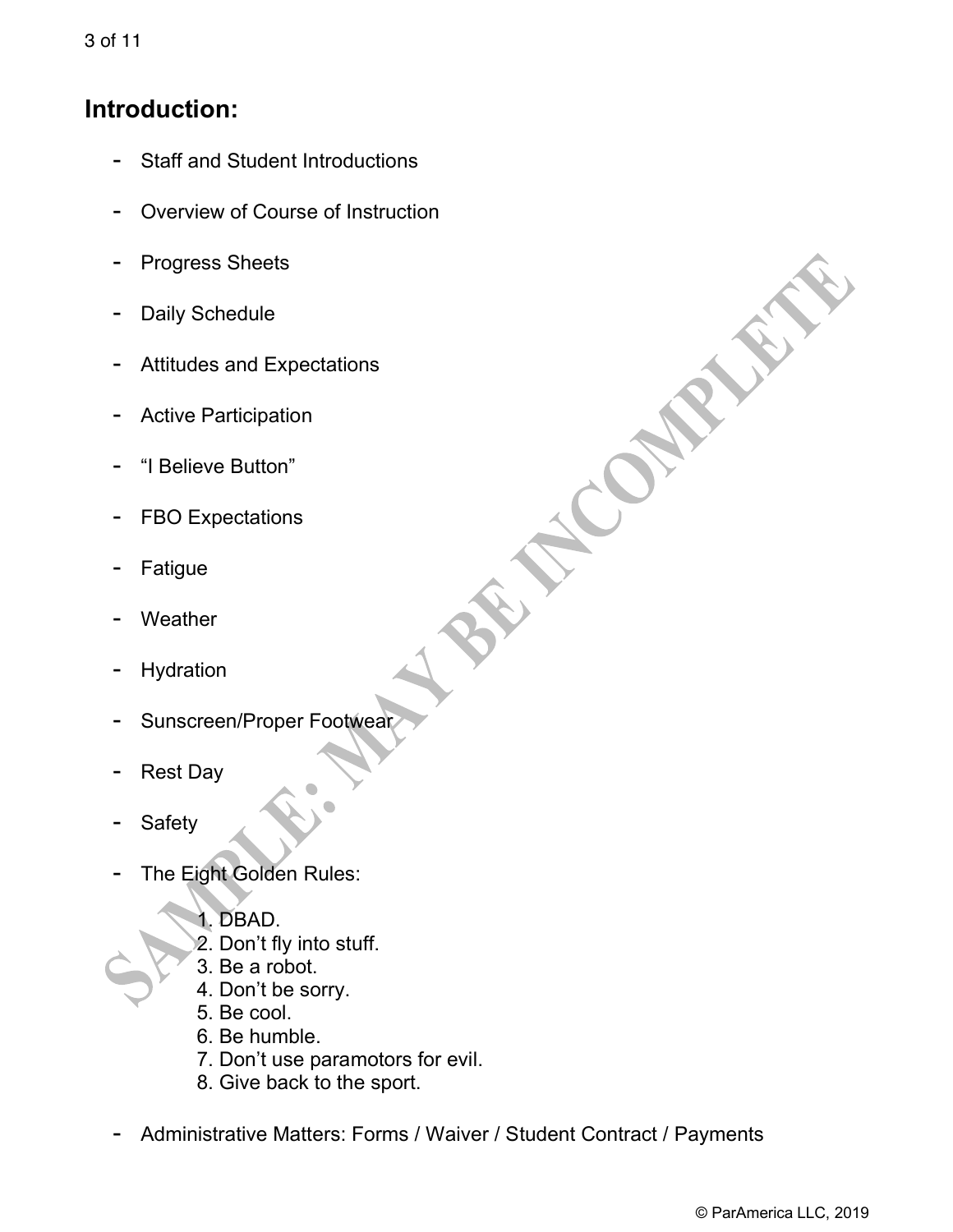## Introduction:

- Staff and Student Introductions
- Overview of Course of Instruction
- Progress Sheets
- Daily Schedule
- Attitudes and Expectations
- Active Participation
- "I Believe Button"
- FBO Expectations
- Fatigue
- Weather
- Hydration
- Sunscreen/Proper Footwear
- Rest Day
- Safety
- The Eight Golden Rules:
  1. DBAD.
  2. Don't fly into stuff.
  3. Be a robot.
  4. Don't be sorry.
  5. Be cool.
  6. Be humble.
  7. Don't use paramotors for evil.
  8. Give back to the sport.
- Administrative Matters: Forms / Waiver / Student Contract / Payments

SAMPLE: MAY BE INCOMPLETE

© ParAmerica LLC, 2019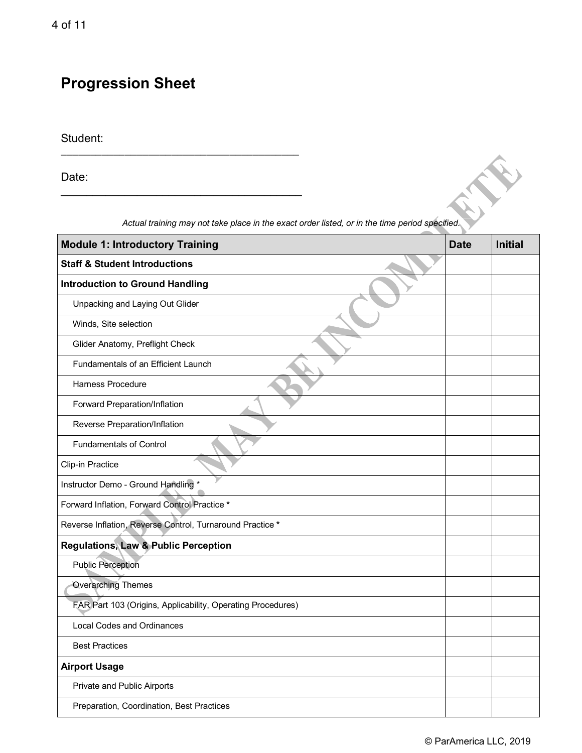## Progression Sheet

Student: \_\_\_\_\_\_\_\_\_\_\_\_\_\_\_\_\_\_\_\_\_\_\_\_\_\_\_\_\_\_\_\_\_\_\_\_\_\_\_\_

Date: \_\_\_\_\_\_\_\_\_\_\_\_\_\_\_\_\_\_\_\_\_\_\_\_\_\_\_\_\_\_\_\_\_\_\_\_\_\_\_\_

*Actual training may not take place in the exact order listed, or in the time period specified.*

| **Module 1: Introductory Training** | **Date** | **Initial** |
|---|---|---|
| **Staff & Student Introductions** | | |
| **Introduction to Ground Handling** | | |
| Unpacking and Laying Out Glider | | |
| Winds, Site selection | | |
| Glider Anatomy, Preflight Check | | |
| Fundamentals of an Efficient Launch | | |
| Harness Procedure | | |
| Forward Preparation/Inflation | | |
| Reverse Preparation/Inflation | | |
| Fundamentals of Control | | |
| Clip-in Practice | | |
| Instructor Demo - Ground Handling * | | |
| Forward Inflation, Forward Control Practice * | | |
| Reverse Inflation, Reverse Control, Turnaround Practice * | | |
| **Regulations, Law & Public Perception** | | |
| Public Perception | | |
| Overarching Themes | | |
| FAR Part 103 (Origins, Applicability, Operating Procedures) | | |
| Local Codes and Ordinances | | |
| Best Practices | | |
| **Airport Usage** | | |
| Private and Public Airports | | |
| Preparation, Coordination, Best Practices | | |

SAMPLE. MAY BE INCOMPLETE

© ParAmerica LLC, 2019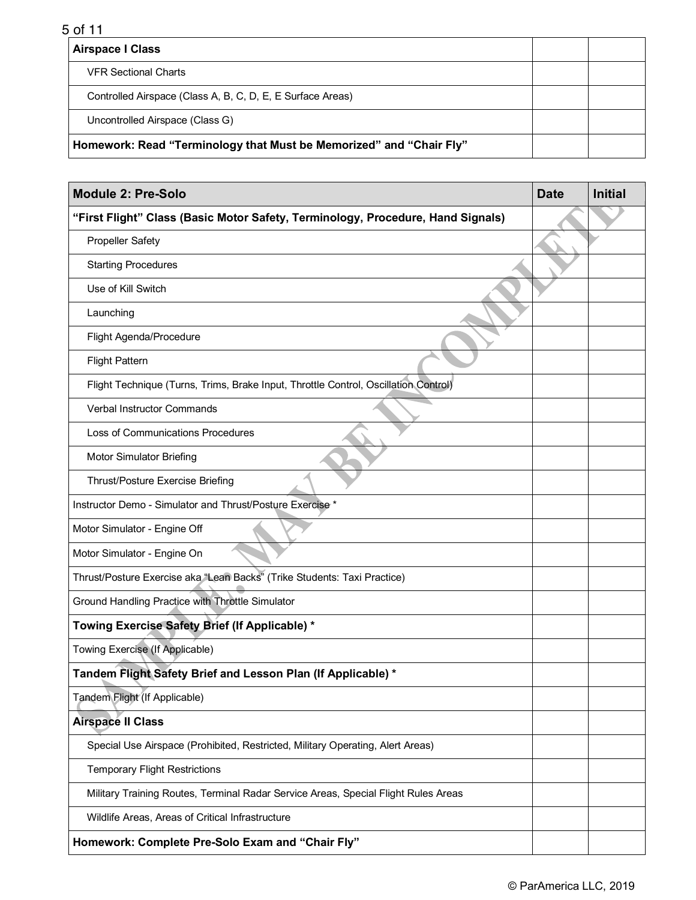| | | |
|---|---|---|
| **Airspace I Class** | | |
| VFR Sectional Charts | | |
| Controlled Airspace (Class A, B, C, D, E, E Surface Areas) | | |
| Uncontrolled Airspace (Class G) | | |
| **Homework: Read "Terminology that Must be Memorized" and "Chair Fly"** | | |

| **Module 2: Pre-Solo** | **Date** | **Initial** |
|---|---|---|
| **"First Flight" Class (Basic Motor Safety, Terminology, Procedure, Hand Signals)** | | |
| Propeller Safety | | |
| Starting Procedures | | |
| Use of Kill Switch | | |
| Launching | | |
| Flight Agenda/Procedure | | |
| Flight Pattern | | |
| Flight Technique (Turns, Trims, Brake Input, Throttle Control, Oscillation Control) | | |
| Verbal Instructor Commands | | |
| Loss of Communications Procedures | | |
| Motor Simulator Briefing | | |
| Thrust/Posture Exercise Briefing | | |
| Instructor Demo - Simulator and Thrust/Posture Exercise * | | |
| Motor Simulator - Engine Off | | |
| Motor Simulator - Engine On | | |
| Thrust/Posture Exercise aka "Lean Backs" (Trike Students: Taxi Practice) | | |
| Ground Handling Practice with Throttle Simulator | | |
| **Towing Exercise Safety Brief (If Applicable) *** | | |
| Towing Exercise (If Applicable) | | |
| **Tandem Flight Safety Brief and Lesson Plan (If Applicable) *** | | |
| Tandem Flight (If Applicable) | | |
| **Airspace II Class** | | |
| Special Use Airspace (Prohibited, Restricted, Military Operating, Alert Areas) | | |
| Temporary Flight Restrictions | | |
| Military Training Routes, Terminal Radar Service Areas, Special Flight Rules Areas | | |
| Wildlife Areas, Areas of Critical Infrastructure | | |
| **Homework: Complete Pre-Solo Exam and "Chair Fly"** | | |

SAMPLE. MAY BE INCOMPLETE

© ParAmerica LLC, 2019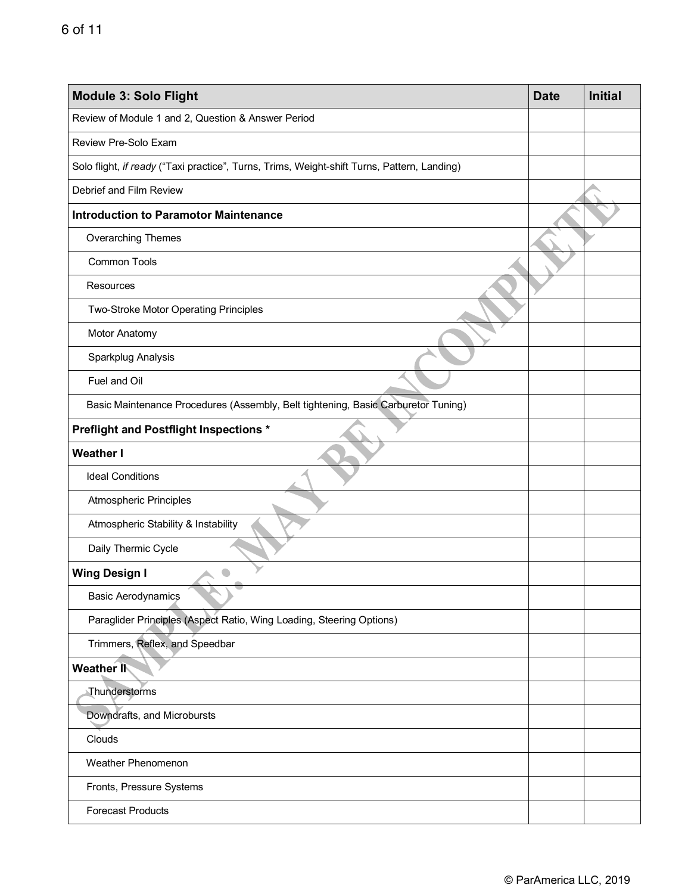| Module 3: Solo Flight | Date | Initial |
|---|---|---|
| Review of Module 1 and 2, Question & Answer Period | | |
| Review Pre-Solo Exam | | |
| Solo flight, *if ready* ("Taxi practice", Turns, Trims, Weight-shift Turns, Pattern, Landing) | | |
| Debrief and Film Review | | |
| **Introduction to Paramotor Maintenance** | | |
| Overarching Themes | | |
| Common Tools | | |
| Resources | | |
| Two-Stroke Motor Operating Principles | | |
| Motor Anatomy | | |
| Sparkplug Analysis | | |
| Fuel and Oil | | |
| Basic Maintenance Procedures (Assembly, Belt tightening, Basic Carburetor Tuning) | | |
| **Preflight and Postflight Inspections *** | | |
| **Weather I** | | |
| Ideal Conditions | | |
| Atmospheric Principles | | |
| Atmospheric Stability & Instability | | |
| Daily Thermic Cycle | | |
| **Wing Design I** | | |
| Basic Aerodynamics | | |
| Paraglider Principles (Aspect Ratio, Wing Loading, Steering Options) | | |
| Trimmers, Reflex, and Speedbar | | |
| **Weather II** | | |
| Thunderstorms | | |
| Downdrafts, and Microbursts | | |
| Clouds | | |
| Weather Phenomenon | | |
| Fronts, Pressure Systems | | |
| Forecast Products | | |

SAMPLE: MAY BE INCOMPLETE

© ParAmerica LLC, 2019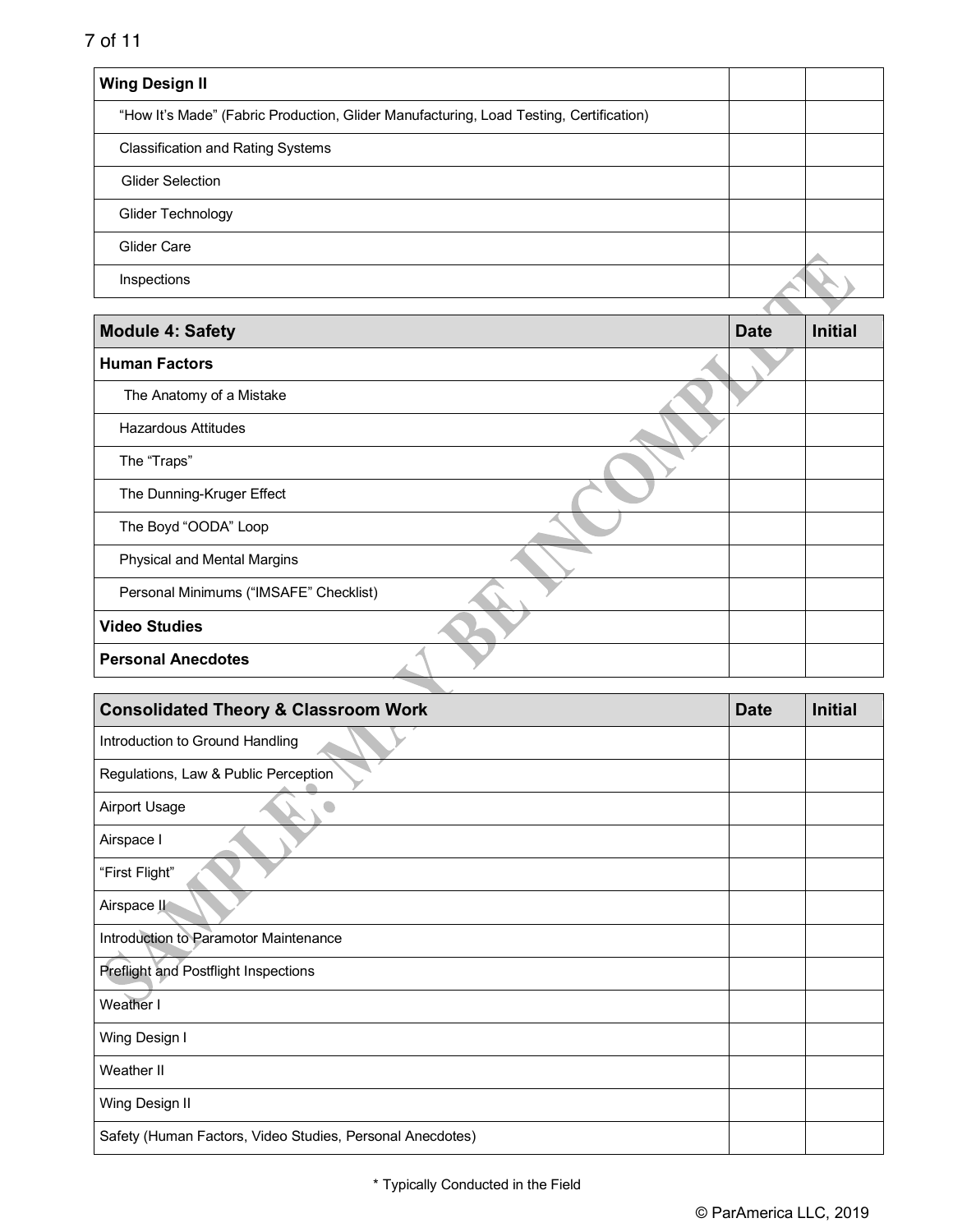| Wing Design II | | |
|---|---|---|
| "How It's Made" (Fabric Production, Glider Manufacturing, Load Testing, Certification) | | |
| Classification and Rating Systems | | |
| Glider Selection | | |
| Glider Technology | | |
| Glider Care | | |
| Inspections | | |

| Module 4: Safety | Date | Initial |
|---|---|---|
| **Human Factors** | | |
| The Anatomy of a Mistake | | |
| Hazardous Attitudes | | |
| The "Traps" | | |
| The Dunning-Kruger Effect | | |
| The Boyd "OODA" Loop | | |
| Physical and Mental Margins | | |
| Personal Minimums ("IMSAFE" Checklist) | | |
| **Video Studies** | | |
| **Personal Anecdotes** | | |

| Consolidated Theory & Classroom Work | Date | Initial |
|---|---|---|
| Introduction to Ground Handling | | |
| Regulations, Law & Public Perception | | |
| Airport Usage | | |
| Airspace I | | |
| "First Flight" | | |
| Airspace II | | |
| Introduction to Paramotor Maintenance | | |
| Preflight and Postflight Inspections | | |
| Weather I | | |
| Wing Design I | | |
| Weather II | | |
| Wing Design II | | |
| Safety (Human Factors, Video Studies, Personal Anecdotes) | | |

\* Typically Conducted in the Field

© ParAmerica LLC, 2019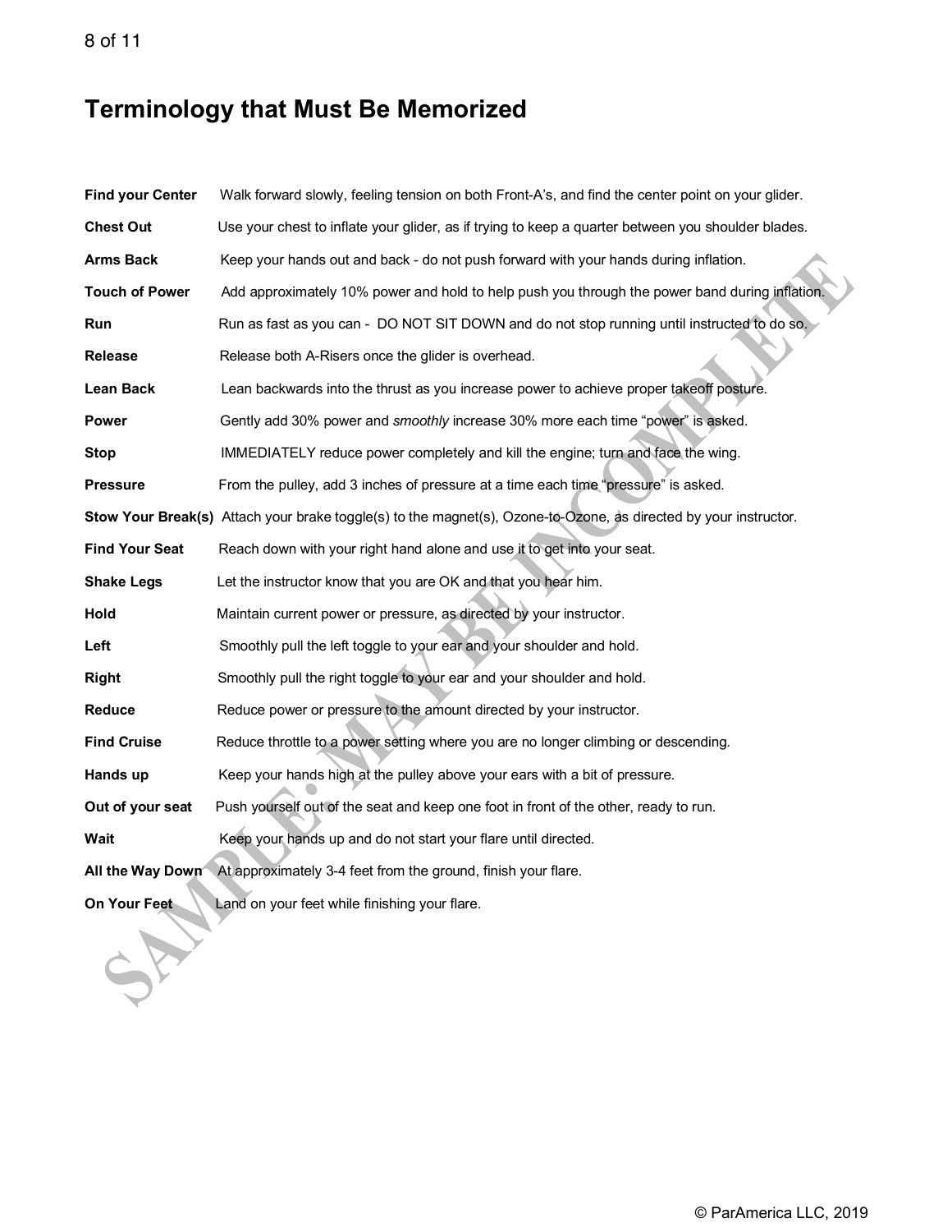# Terminology that Must Be Memorized

**Find your Center** Walk forward slowly, feeling tension on both Front-A's, and find the center point on your glider.

**Chest Out** Use your chest to inflate your glider, as if trying to keep a quarter between you shoulder blades.

**Arms Back** Keep your hands out and back - do not push forward with your hands during inflation.

**Touch of Power** Add approximately 10% power and hold to help push you through the power band during inflation.

**Run** Run as fast as you can - DO NOT SIT DOWN and do not stop running until instructed to do so.

**Release** Release both A-Risers once the glider is overhead.

**Lean Back** Lean backwards into the thrust as you increase power to achieve proper takeoff posture.

**Power** Gently add 30% power and *smoothly* increase 30% more each time "power" is asked.

**Stop** IMMEDIATELY reduce power completely and kill the engine; turn and face the wing.

**Pressure** From the pulley, add 3 inches of pressure at a time each time "pressure" is asked.

**Stow Your Break(s)** Attach your brake toggle(s) to the magnet(s), Ozone-to-Ozone, as directed by your instructor.

**Find Your Seat** Reach down with your right hand alone and use it to get into your seat.

**Shake Legs** Let the instructor know that you are OK and that you hear him.

**Hold** Maintain current power or pressure, as directed by your instructor.

**Left** Smoothly pull the left toggle to your ear and your shoulder and hold.

**Right** Smoothly pull the right toggle to your ear and your shoulder and hold.

**Reduce** Reduce power or pressure to the amount directed by your instructor.

**Find Cruise** Reduce throttle to a power setting where you are no longer climbing or descending.

**Hands up** Keep your hands high at the pulley above your ears with a bit of pressure.

**Out of your seat** Push yourself out of the seat and keep one foot in front of the other, ready to run.

**Wait** Keep your hands up and do not start your flare until directed.

**All the Way Down** At approximately 3-4 feet from the ground, finish your flare.

**On Your Feet** Land on your feet while finishing your flare.

© ParAmerica LLC, 2019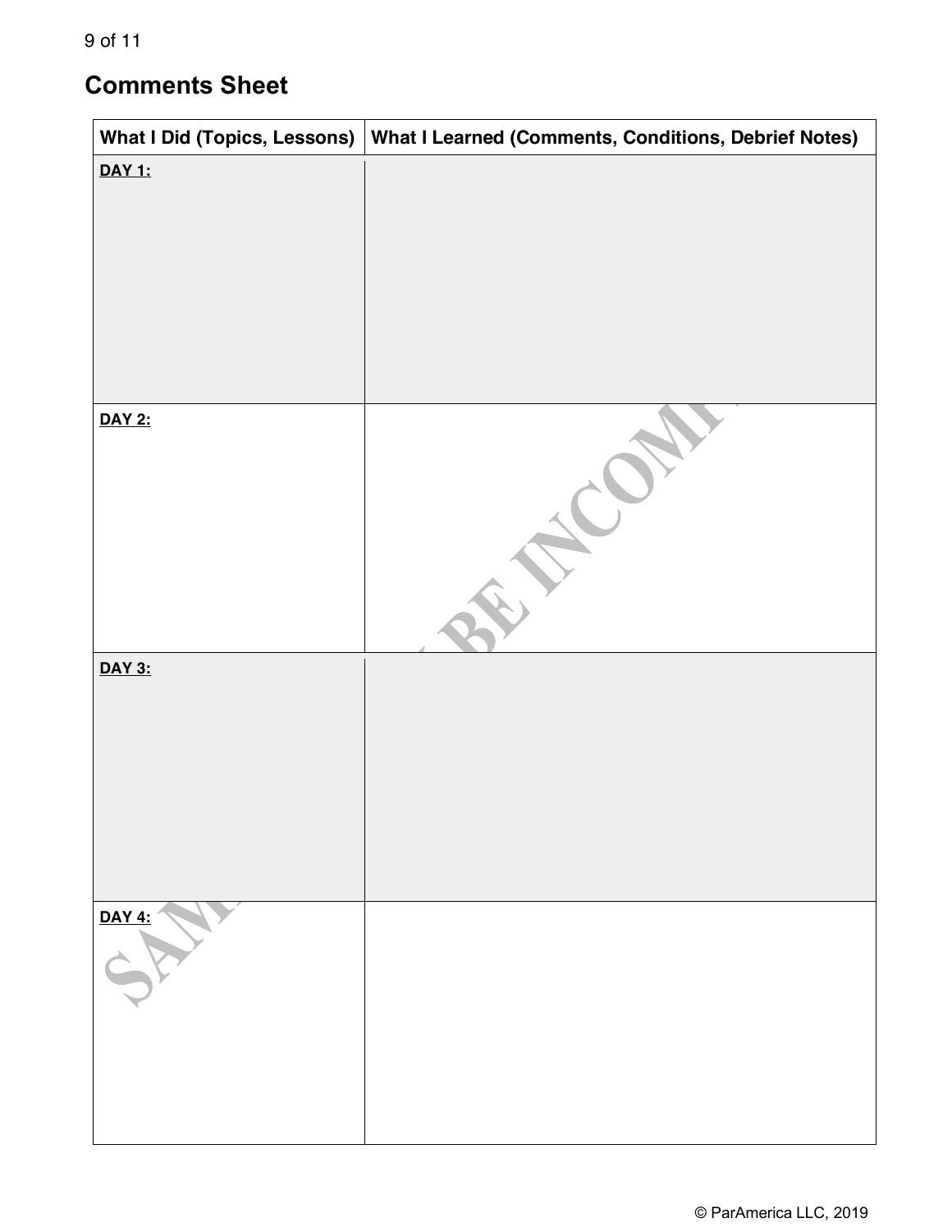## Comments Sheet

| What I Did (Topics, Lessons) | What I Learned (Comments, Conditions, Debrief Notes) |
|---|---|
| **DAY 1:** | |
| **DAY 2:** | |
| **DAY 3:** | |
| **DAY 4:** | |

© ParAmerica LLC, 2019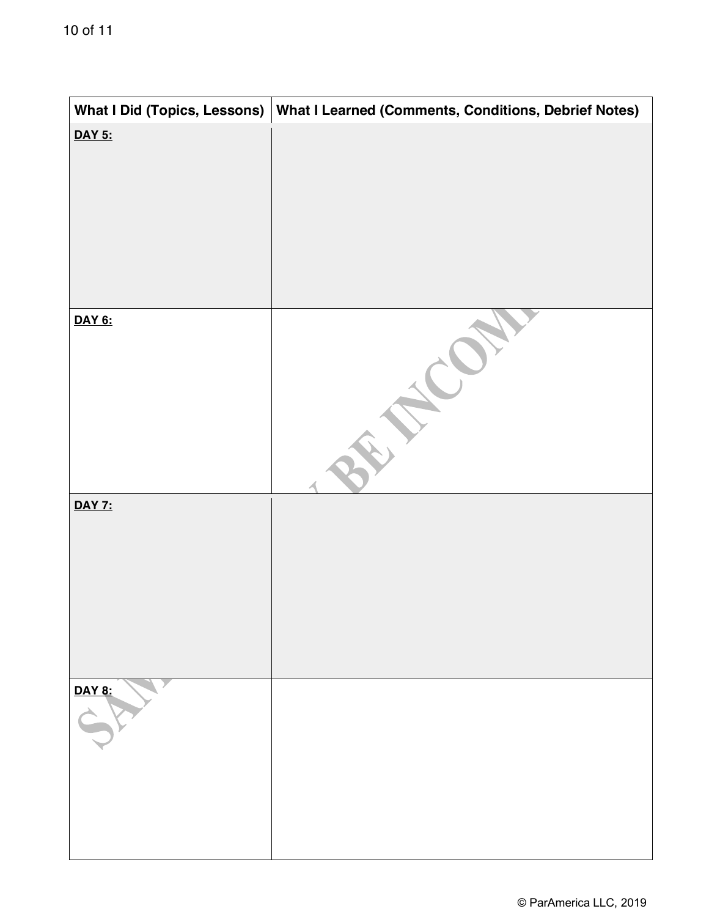| What I Did (Topics, Lessons) | What I Learned (Comments, Conditions, Debrief Notes) |
|---|---|
| **DAY 5:** | |
| **DAY 6:** | |
| **DAY 7:** | |
| **DAY 8:** | |

© ParAmerica LLC, 2019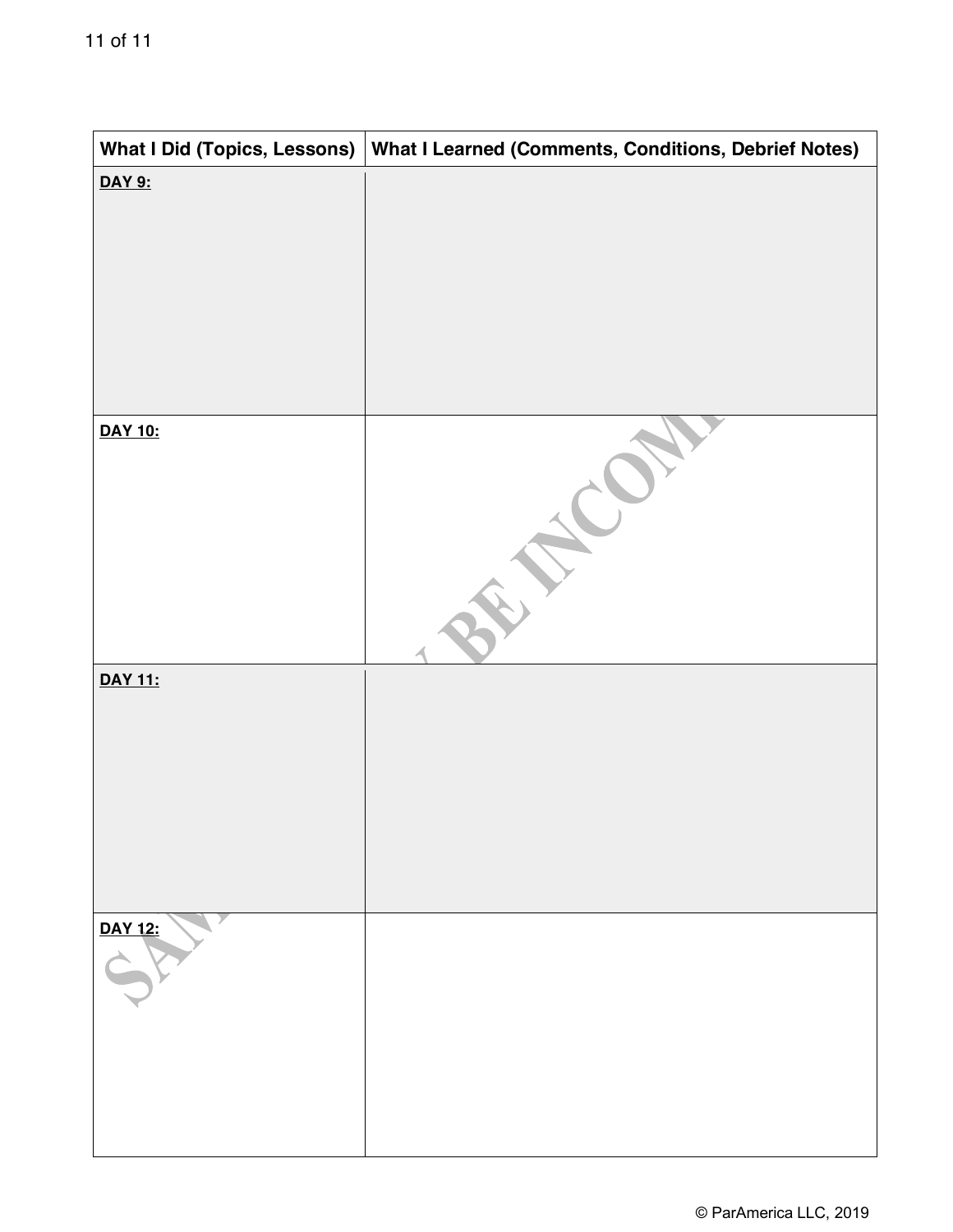| What I Did (Topics, Lessons) | What I Learned (Comments, Conditions, Debrief Notes) |
| --- | --- |
| **DAY 9:** | |
| **DAY 10:** | |
| **DAY 11:** | |
| **DAY 12:** | |

© ParAmerica LLC, 2019